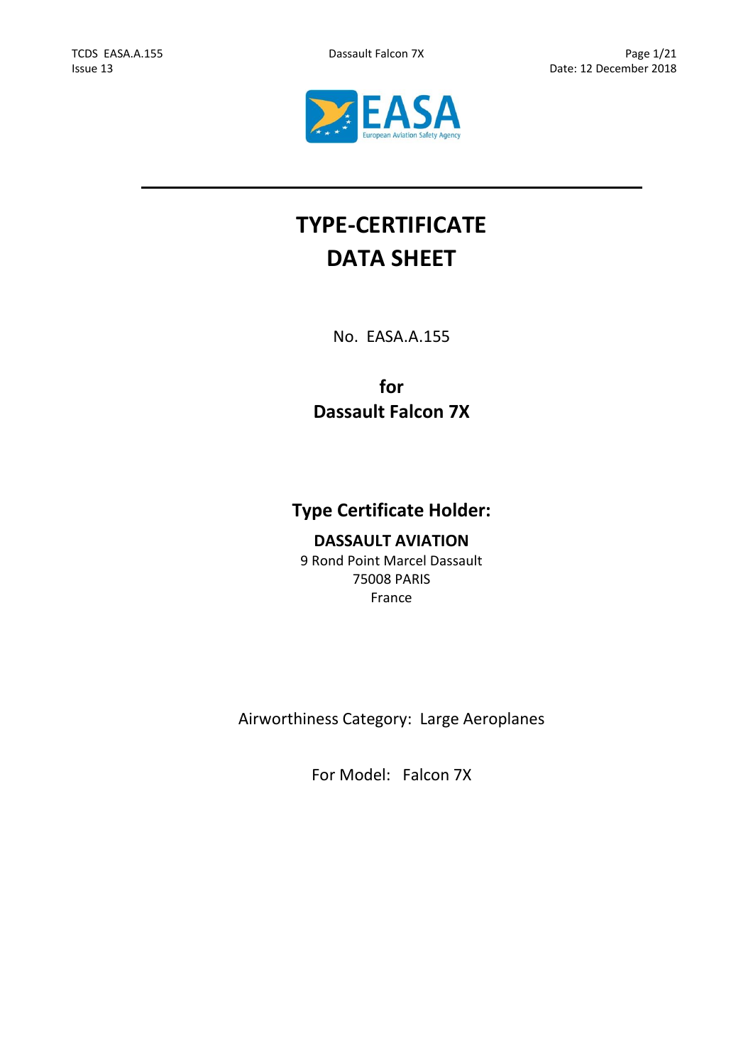# TYPE-CERTIFICATE DATA SHEET

No. EASA.A.155

**for**
**Dassault Falcon 7X**

## Type Certificate Holder:

**DASSAULT AVIATION**
9 Rond Point Marcel Dassault
75008 PARIS
France

Airworthiness Category: Large Aeroplanes

For Model: Falcon 7X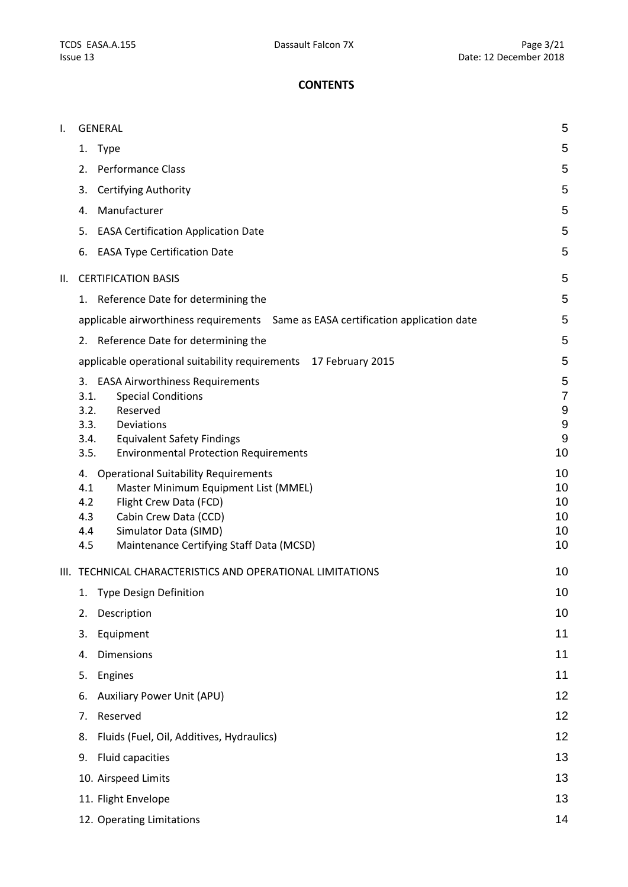## CONTENTS

I. GENERAL 5

1. Type 5
2. Performance Class 5
3. Certifying Authority 5
4. Manufacturer 5
5. EASA Certification Application Date 5
6. EASA Type Certification Date 5

II. CERTIFICATION BASIS 5

1. Reference Date for determining the 5

applicable airworthiness requirements Same as EASA certification application date 5

2. Reference Date for determining the 5

applicable operational suitability requirements 17 February 2015 5

3. EASA Airworthiness Requirements 5
   - 3.1. Special Conditions 7
   - 3.2. Reserved 9
   - 3.3. Deviations 9
   - 3.4. Equivalent Safety Findings 9
   - 3.5. Environmental Protection Requirements 10
4. Operational Suitability Requirements 10
   - 4.1 Master Minimum Equipment List (MMEL) 10
   - 4.2 Flight Crew Data (FCD) 10
   - 4.3 Cabin Crew Data (CCD) 10
   - 4.4 Simulator Data (SIMD) 10
   - 4.5 Maintenance Certifying Staff Data (MCSD) 10

III. TECHNICAL CHARACTERISTICS AND OPERATIONAL LIMITATIONS 10

1. Type Design Definition 10
2. Description 10
3. Equipment 11
4. Dimensions 11
5. Engines 11
6. Auxiliary Power Unit (APU) 12
7. Reserved 12
8. Fluids (Fuel, Oil, Additives, Hydraulics) 12
9. Fluid capacities 13
10. Airspeed Limits 13
11. Flight Envelope 13
12. Operating Limitations 14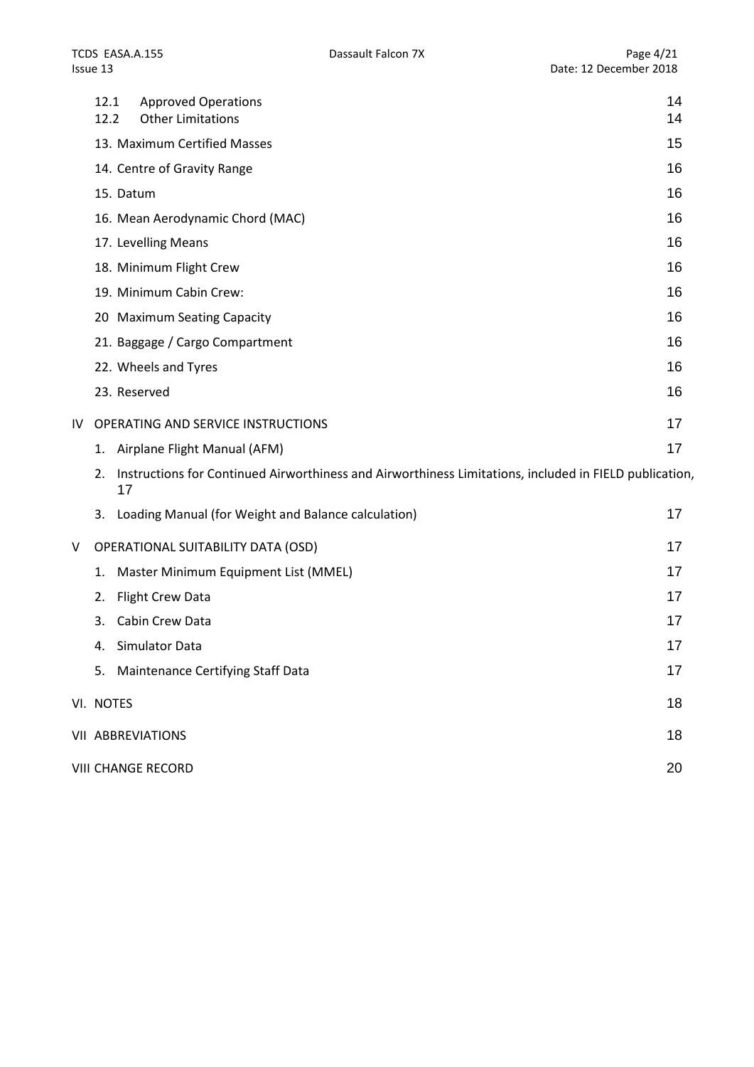12.1 Approved Operations 14
12.2 Other Limitations 14

13. Maximum Certified Masses 15

14. Centre of Gravity Range 16

15. Datum 16

16. Mean Aerodynamic Chord (MAC) 16

17. Levelling Means 16

18. Minimum Flight Crew 16

19. Minimum Cabin Crew: 16

20 Maximum Seating Capacity 16

21. Baggage / Cargo Compartment 16

22. Wheels and Tyres 16

23. Reserved 16

IV OPERATING AND SERVICE INSTRUCTIONS 17

1. Airplane Flight Manual (AFM) 17
2. Instructions for Continued Airworthiness and Airworthiness Limitations, included in FIELD publication, 17
3. Loading Manual (for Weight and Balance calculation) 17

V OPERATIONAL SUITABILITY DATA (OSD) 17

1. Master Minimum Equipment List (MMEL) 17
2. Flight Crew Data 17
3. Cabin Crew Data 17
4. Simulator Data 17
5. Maintenance Certifying Staff Data 17

VI. NOTES 18

VII ABBREVIATIONS 18

VIII CHANGE RECORD 20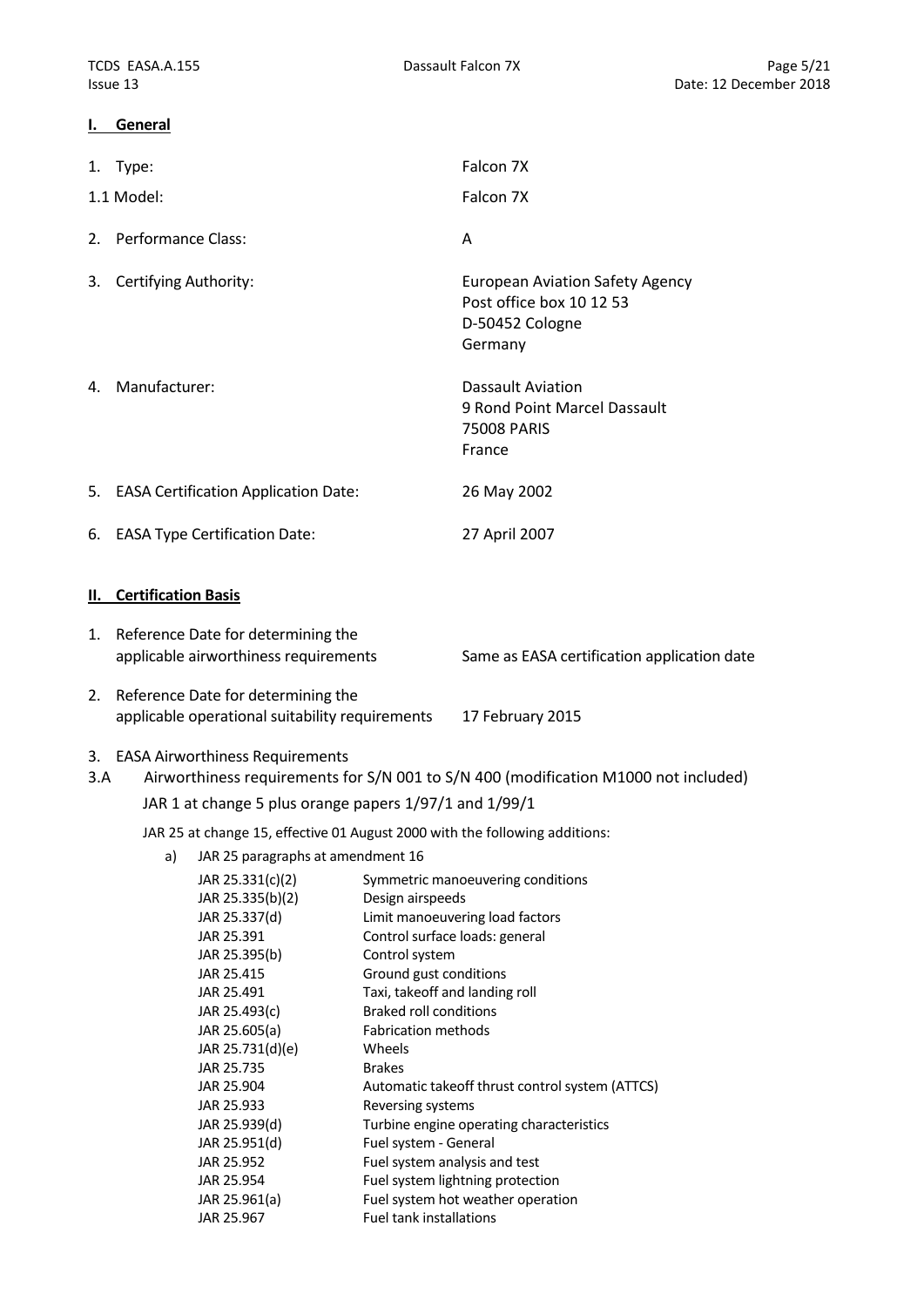## I. General

| | |
|---|---|
| 1. Type: | Falcon 7X |
| 1.1 Model: | Falcon 7X |
| 2. Performance Class: | A |
| 3. Certifying Authority: | European Aviation Safety Agency<br>Post office box 10 12 53<br>D-50452 Cologne<br>Germany |
| 4. Manufacturer: | Dassault Aviation<br>9 Rond Point Marcel Dassault<br>75008 PARIS<br>France |
| 5. EASA Certification Application Date: | 26 May 2002 |
| 6. EASA Type Certification Date: | 27 April 2007 |

## II. Certification Basis

| | |
|---|---|
| 1. Reference Date for determining the applicable airworthiness requirements | Same as EASA certification application date |
| 2. Reference Date for determining the applicable operational suitability requirements | 17 February 2015 |

3. EASA Airworthiness Requirements

3.A Airworthiness requirements for S/N 001 to S/N 400 (modification M1000 not included)

JAR 1 at change 5 plus orange papers 1/97/1 and 1/99/1

JAR 25 at change 15, effective 01 August 2000 with the following additions:

a) JAR 25 paragraphs at amendment 16

| | |
|---|---|
| JAR 25.331(c)(2) | Symmetric manoeuvering conditions |
| JAR 25.335(b)(2) | Design airspeeds |
| JAR 25.337(d) | Limit manoeuvering load factors |
| JAR 25.391 | Control surface loads: general |
| JAR 25.395(b) | Control system |
| JAR 25.415 | Ground gust conditions |
| JAR 25.491 | Taxi, takeoff and landing roll |
| JAR 25.493(c) | Braked roll conditions |
| JAR 25.605(a) | Fabrication methods |
| JAR 25.731(d)(e) | Wheels |
| JAR 25.735 | Brakes |
| JAR 25.904 | Automatic takeoff thrust control system (ATTCS) |
| JAR 25.933 | Reversing systems |
| JAR 25.939(d) | Turbine engine operating characteristics |
| JAR 25.951(d) | Fuel system - General |
| JAR 25.952 | Fuel system analysis and test |
| JAR 25.954 | Fuel system lightning protection |
| JAR 25.961(a) | Fuel system hot weather operation |
| JAR 25.967 | Fuel tank installations |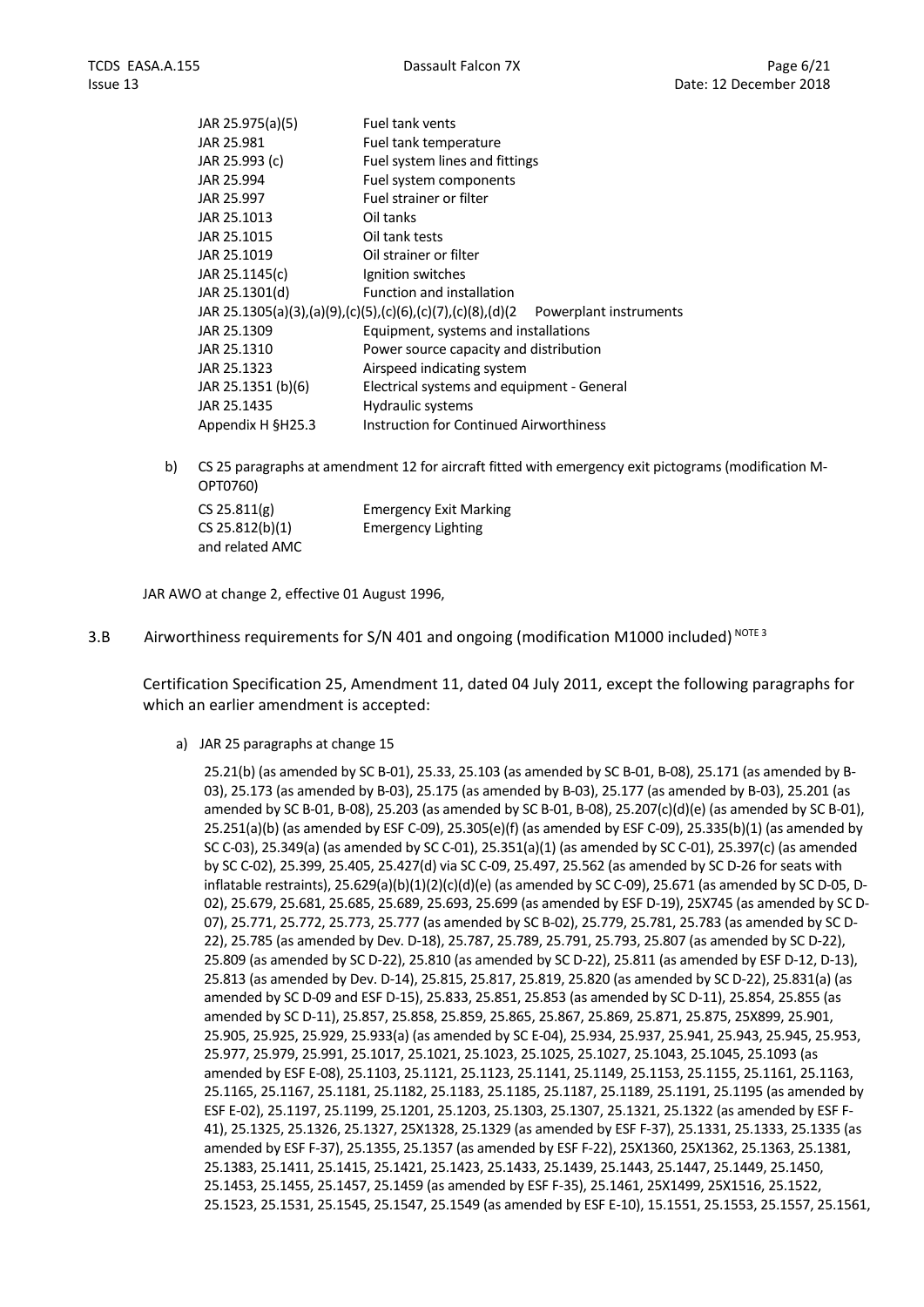| | |
|---|---|
| JAR 25.975(a)(5) | Fuel tank vents |
| JAR 25.981 | Fuel tank temperature |
| JAR 25.993 (c) | Fuel system lines and fittings |
| JAR 25.994 | Fuel system components |
| JAR 25.997 | Fuel strainer or filter |
| JAR 25.1013 | Oil tanks |
| JAR 25.1015 | Oil tank tests |
| JAR 25.1019 | Oil strainer or filter |
| JAR 25.1145(c) | Ignition switches |
| JAR 25.1301(d) | Function and installation |
| JAR 25.1305(a)(3),(a)(9),(c)(5),(c)(6),(c)(7),(c)(8),(d)(2 | Powerplant instruments |
| JAR 25.1309 | Equipment, systems and installations |
| JAR 25.1310 | Power source capacity and distribution |
| JAR 25.1323 | Airspeed indicating system |
| JAR 25.1351 (b)(6) | Electrical systems and equipment - General |
| JAR 25.1435 | Hydraulic systems |
| Appendix H §H25.3 | Instruction for Continued Airworthiness |

b) CS 25 paragraphs at amendment 12 for aircraft fitted with emergency exit pictograms (modification M-OPT0760)

| | |
|---|---|
| CS 25.811(g) | Emergency Exit Marking |
| CS 25.812(b)(1) and related AMC | Emergency Lighting |

JAR AWO at change 2, effective 01 August 1996,

## 3.B Airworthiness requirements for S/N 401 and ongoing (modification M1000 included) [NOTE 3]

Certification Specification 25, Amendment 11, dated 04 July 2011, except the following paragraphs for which an earlier amendment is accepted:

a) JAR 25 paragraphs at change 15

25.21(b) (as amended by SC B-01), 25.33, 25.103 (as amended by SC B-01, B-08), 25.171 (as amended by B-03), 25.173 (as amended by B-03), 25.175 (as amended by B-03), 25.177 (as amended by B-03), 25.201 (as amended by SC B-01, B-08), 25.203 (as amended by SC B-01, B-08), 25.207(c)(d)(e) (as amended by SC B-01), 25.251(a)(b) (as amended by ESF C-09), 25.305(e)(f) (as amended by ESF C-09), 25.335(b)(1) (as amended by SC C-03), 25.349(a) (as amended by SC C-01), 25.351(a)(1) (as amended by SC C-01), 25.397(c) (as amended by SC C-02), 25.399, 25.405, 25.427(d) via SC C-09, 25.497, 25.562 (as amended by SC D-26 for seats with inflatable restraints), 25.629(a)(b)(1)(2)(c)(d)(e) (as amended by SC C-09), 25.671 (as amended by SC D-05, D-02), 25.679, 25.681, 25.685, 25.689, 25.693, 25.699 (as amended by ESF D-19), 25X745 (as amended by SC D-07), 25.771, 25.772, 25.773, 25.777 (as amended by SC B-02), 25.779, 25.781, 25.783 (as amended by SC D-22), 25.785 (as amended by Dev. D-18), 25.787, 25.789, 25.791, 25.793, 25.807 (as amended by SC D-22), 25.809 (as amended by SC D-22), 25.810 (as amended by SC D-22), 25.811 (as amended by ESF D-12, D-13), 25.813 (as amended by Dev. D-14), 25.815, 25.817, 25.819, 25.820 (as amended by SC D-22), 25.831(a) (as amended by SC D-09 and ESF D-15), 25.833, 25.851, 25.853 (as amended by SC D-11), 25.854, 25.855 (as amended by SC D-11), 25.857, 25.858, 25.859, 25.865, 25.867, 25.869, 25.871, 25.875, 25X899, 25.901, 25.905, 25.925, 25.929, 25.933(a) (as amended by SC E-04), 25.934, 25.937, 25.941, 25.943, 25.945, 25.953, 25.977, 25.979, 25.991, 25.1017, 25.1021, 25.1023, 25.1025, 25.1027, 25.1043, 25.1045, 25.1093 (as amended by ESF E-08), 25.1103, 25.1121, 25.1123, 25.1141, 25.1149, 25.1153, 25.1155, 25.1161, 25.1163, 25.1165, 25.1167, 25.1181, 25.1182, 25.1183, 25.1185, 25.1187, 25.1189, 25.1191, 25.1195 (as amended by ESF E-02), 25.1197, 25.1199, 25.1201, 25.1203, 25.1303, 25.1307, 25.1321, 25.1322 (as amended by ESF F-41), 25.1325, 25.1326, 25.1327, 25X1328, 25.1329 (as amended by ESF F-37), 25.1331, 25.1333, 25.1335 (as amended by ESF F-37), 25.1355, 25.1357 (as amended by ESF F-22), 25X1360, 25X1362, 25.1363, 25.1381, 25.1383, 25.1411, 25.1415, 25.1421, 25.1423, 25.1433, 25.1439, 25.1443, 25.1447, 25.1449, 25.1450, 25.1453, 25.1455, 25.1457, 25.1459 (as amended by ESF F-35), 25.1461, 25X1499, 25X1516, 25.1522, 25.1523, 25.1531, 25.1545, 25.1547, 25.1549 (as amended by ESF E-10), 15.1551, 25.1553, 25.1557, 25.1561,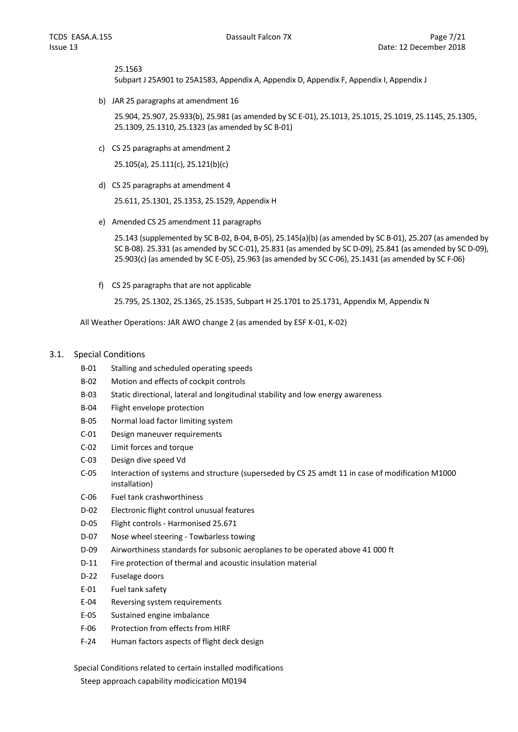25.1563
Subpart J 25A901 to 25A1583, Appendix A, Appendix D, Appendix F, Appendix I, Appendix J

b) JAR 25 paragraphs at amendment 16

25.904, 25.907, 25.933(b), 25.981 (as amended by SC E-01), 25.1013, 25.1015, 25.1019, 25.1145, 25.1305, 25.1309, 25.1310, 25.1323 (as amended by SC B-01)

c) CS 25 paragraphs at amendment 2

25.105(a), 25.111(c), 25.121(b)(c)

d) CS 25 paragraphs at amendment 4

25.611, 25.1301, 25.1353, 25.1529, Appendix H

e) Amended CS 25 amendment 11 paragraphs

25.143 (supplemented by SC B-02, B-04, B-05), 25.145(a)(b) (as amended by SC B-01), 25.207 (as amended by SC B-08). 25.331 (as amended by SC C-01), 25.831 (as amended by SC D-09), 25.841 (as amended by SC D-09), 25.903(c) (as amended by SC E-05), 25.963 (as amended by SC C-06), 25.1431 (as amended by SC F-06)

f) CS 25 paragraphs that are not applicable

25.795, 25.1302, 25.1365, 25.1535, Subpart H 25.1701 to 25.1731, Appendix M, Appendix N

All Weather Operations: JAR AWO change 2 (as amended by ESF K-01, K-02)

## 3.1. Special Conditions

| | |
|---|---|
| B-01 | Stalling and scheduled operating speeds |
| B-02 | Motion and effects of cockpit controls |
| B-03 | Static directional, lateral and longitudinal stability and low energy awareness |
| B-04 | Flight envelope protection |
| B-05 | Normal load factor limiting system |
| C-01 | Design maneuver requirements |
| C-02 | Limit forces and torque |
| C-03 | Design dive speed Vd |
| C-05 | Interaction of systems and structure (superseded by CS 25 amdt 11 in case of modification M1000 installation) |
| C-06 | Fuel tank crashworthiness |
| D-02 | Electronic flight control unusual features |
| D-05 | Flight controls - Harmonised 25.671 |
| D-07 | Nose wheel steering - Towbarless towing |
| D-09 | Airworthiness standards for subsonic aeroplanes to be operated above 41 000 ft |
| D-11 | Fire protection of thermal and acoustic insulation material |
| D-22 | Fuselage doors |
| E-01 | Fuel tank safety |
| E-04 | Reversing system requirements |
| E-05 | Sustained engine imbalance |
| F-06 | Protection from effects from HIRF |
| F-24 | Human factors aspects of flight deck design |

Special Conditions related to certain installed modifications

Steep approach capability modicication M0194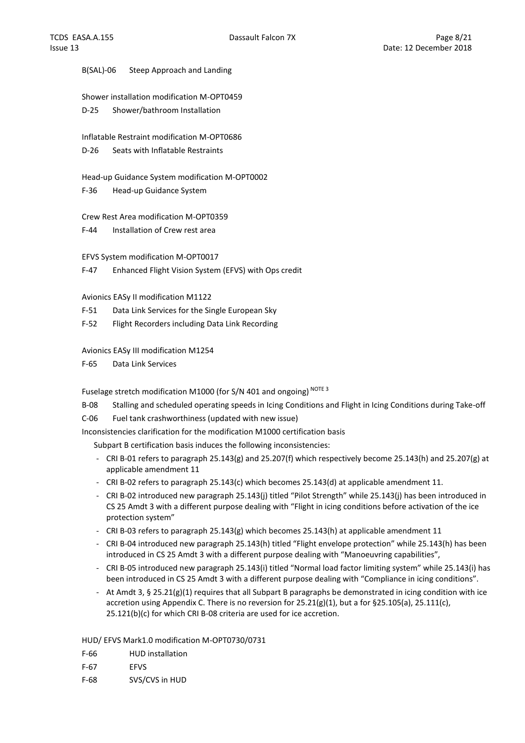B(SAL)-06 Steep Approach and Landing

Shower installation modification M-OPT0459

D-25 Shower/bathroom Installation

Inflatable Restraint modification M-OPT0686

D-26 Seats with Inflatable Restraints

Head-up Guidance System modification M-OPT0002

F-36 Head-up Guidance System

Crew Rest Area modification M-OPT0359

F-44 Installation of Crew rest area

EFVS System modification M-OPT0017

F-47 Enhanced Flight Vision System (EFVS) with Ops credit

Avionics EASy II modification M1122

F-51 Data Link Services for the Single European Sky

F-52 Flight Recorders including Data Link Recording

Avionics EASy III modification M1254

F-65 Data Link Services

Fuselage stretch modification M1000 (for S/N 401 and ongoing) NOTE 3

B-08 Stalling and scheduled operating speeds in Icing Conditions and Flight in Icing Conditions during Take-off

C-06 Fuel tank crashworthiness (updated with new issue)

Inconsistencies clarification for the modification M1000 certification basis

Subpart B certification basis induces the following inconsistencies:

- CRI B-01 refers to paragraph 25.143(g) and 25.207(f) which respectively become 25.143(h) and 25.207(g) at applicable amendment 11
- CRI B-02 refers to paragraph 25.143(c) which becomes 25.143(d) at applicable amendment 11.
- CRI B-02 introduced new paragraph 25.143(j) titled "Pilot Strength" while 25.143(j) has been introduced in CS 25 Amdt 3 with a different purpose dealing with "Flight in icing conditions before activation of the ice protection system"
- CRI B-03 refers to paragraph 25.143(g) which becomes 25.143(h) at applicable amendment 11
- CRI B-04 introduced new paragraph 25.143(h) titled "Flight envelope protection" while 25.143(h) has been introduced in CS 25 Amdt 3 with a different purpose dealing with "Manoeuvring capabilities",
- CRI B-05 introduced new paragraph 25.143(i) titled "Normal load factor limiting system" while 25.143(i) has been introduced in CS 25 Amdt 3 with a different purpose dealing with "Compliance in icing conditions".
- At Amdt 3, § 25.21(g)(1) requires that all Subpart B paragraphs be demonstrated in icing condition with ice accretion using Appendix C. There is no reversion for 25.21(g)(1), but a for §25.105(a), 25.111(c), 25.121(b)(c) for which CRI B-08 criteria are used for ice accretion.

HUD/ EFVS Mark1.0 modification M-OPT0730/0731

F-66 HUD installation

F-67 EFVS

F-68 SVS/CVS in HUD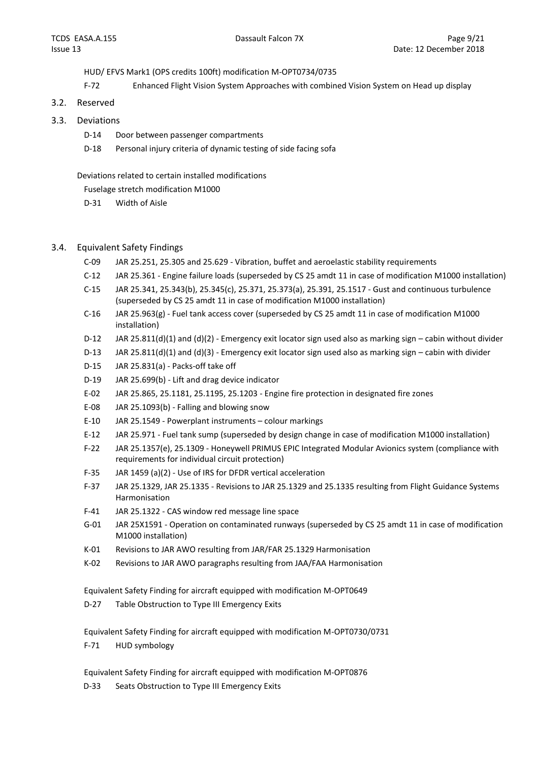HUD/ EFVS Mark1 (OPS credits 100ft) modification M-OPT0734/0735

F-72 Enhanced Flight Vision System Approaches with combined Vision System on Head up display

## 3.2. Reserved

## 3.3. Deviations

D-14 Door between passenger compartments

D-18 Personal injury criteria of dynamic testing of side facing sofa

Deviations related to certain installed modifications

Fuselage stretch modification M1000

D-31 Width of Aisle

## 3.4. Equivalent Safety Findings

C-09 JAR 25.251, 25.305 and 25.629 - Vibration, buffet and aeroelastic stability requirements

C-12 JAR 25.361 - Engine failure loads (superseded by CS 25 amdt 11 in case of modification M1000 installation)

C-15 JAR 25.341, 25.343(b), 25.345(c), 25.371, 25.373(a), 25.391, 25.1517 - Gust and continuous turbulence (superseded by CS 25 amdt 11 in case of modification M1000 installation)

C-16 JAR 25.963(g) - Fuel tank access cover (superseded by CS 25 amdt 11 in case of modification M1000 installation)

D-12 JAR 25.811(d)(1) and (d)(2) - Emergency exit locator sign used also as marking sign – cabin without divider

D-13 JAR 25.811(d)(1) and (d)(3) - Emergency exit locator sign used also as marking sign – cabin with divider

D-15 JAR 25.831(a) - Packs-off take off

D-19 JAR 25.699(b) - Lift and drag device indicator

E-02 JAR 25.865, 25.1181, 25.1195, 25.1203 - Engine fire protection in designated fire zones

E-08 JAR 25.1093(b) - Falling and blowing snow

E-10 JAR 25.1549 - Powerplant instruments – colour markings

E-12 JAR 25.971 - Fuel tank sump (superseded by design change in case of modification M1000 installation)

F-22 JAR 25.1357(e), 25.1309 - Honeywell PRIMUS EPIC Integrated Modular Avionics system (compliance with requirements for individual circuit protection)

F-35 JAR 1459 (a)(2) - Use of IRS for DFDR vertical acceleration

F-37 JAR 25.1329, JAR 25.1335 - Revisions to JAR 25.1329 and 25.1335 resulting from Flight Guidance Systems Harmonisation

F-41 JAR 25.1322 - CAS window red message line space

G-01 JAR 25X1591 - Operation on contaminated runways (superseded by CS 25 amdt 11 in case of modification M1000 installation)

K-01 Revisions to JAR AWO resulting from JAR/FAR 25.1329 Harmonisation

K-02 Revisions to JAR AWO paragraphs resulting from JAA/FAA Harmonisation

Equivalent Safety Finding for aircraft equipped with modification M-OPT0649

D-27 Table Obstruction to Type III Emergency Exits

Equivalent Safety Finding for aircraft equipped with modification M-OPT0730/0731

F-71 HUD symbology

Equivalent Safety Finding for aircraft equipped with modification M-OPT0876

D-33 Seats Obstruction to Type III Emergency Exits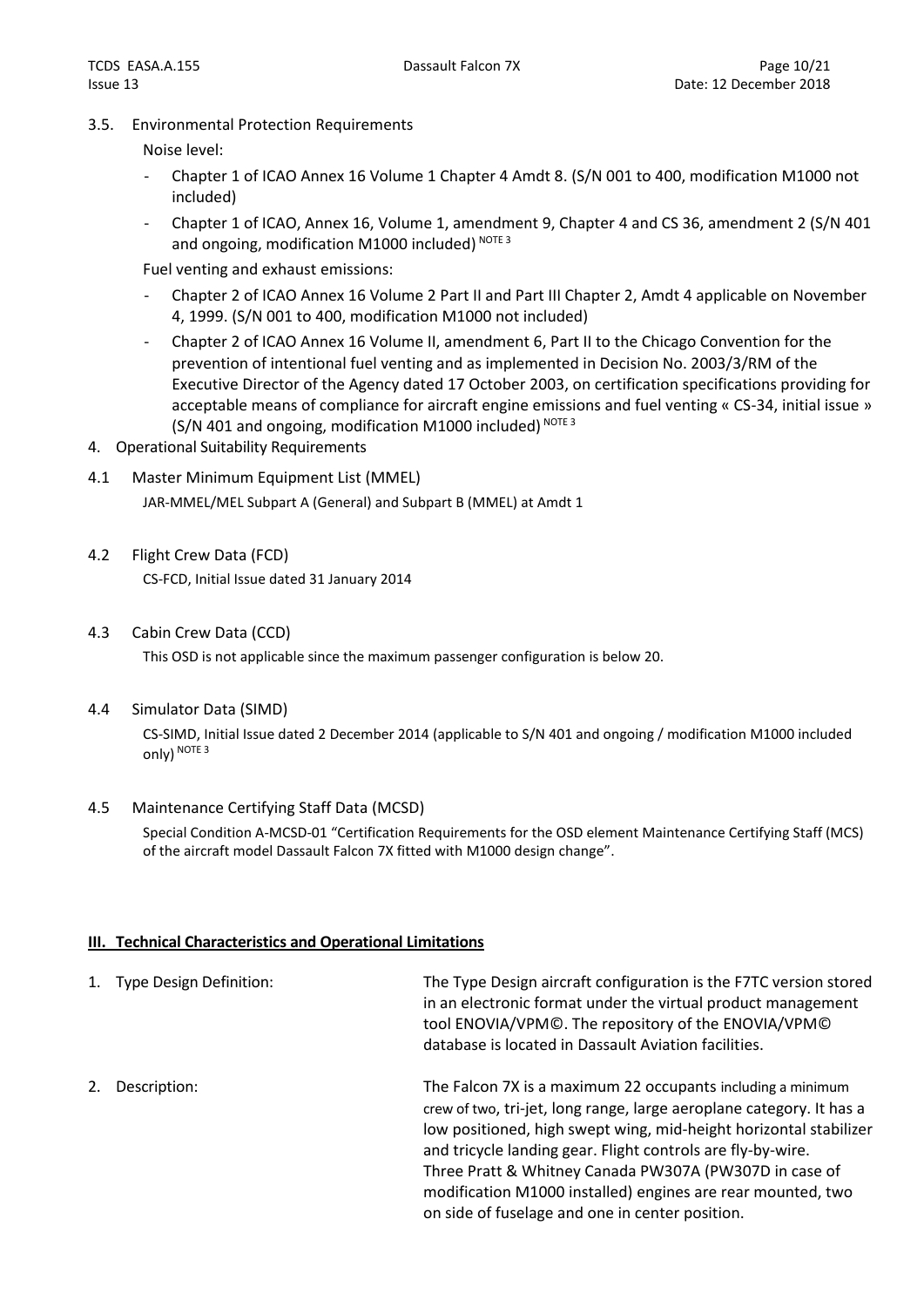3.5. Environmental Protection Requirements

Noise level:

- Chapter 1 of ICAO Annex 16 Volume 1 Chapter 4 Amdt 8. (S/N 001 to 400, modification M1000 not included)
- Chapter 1 of ICAO, Annex 16, Volume 1, amendment 9, Chapter 4 and CS 36, amendment 2 (S/N 401 and ongoing, modification M1000 included) NOTE 3

Fuel venting and exhaust emissions:

- Chapter 2 of ICAO Annex 16 Volume 2 Part II and Part III Chapter 2, Amdt 4 applicable on November 4, 1999. (S/N 001 to 400, modification M1000 not included)
- Chapter 2 of ICAO Annex 16 Volume II, amendment 6, Part II to the Chicago Convention for the prevention of intentional fuel venting and as implemented in Decision No. 2003/3/RM of the Executive Director of the Agency dated 17 October 2003, on certification specifications providing for acceptable means of compliance for aircraft engine emissions and fuel venting « CS-34, initial issue » (S/N 401 and ongoing, modification M1000 included) NOTE 3

4. Operational Suitability Requirements

4.1 Master Minimum Equipment List (MMEL)

JAR-MMEL/MEL Subpart A (General) and Subpart B (MMEL) at Amdt 1

4.2 Flight Crew Data (FCD)

CS-FCD, Initial Issue dated 31 January 2014

4.3 Cabin Crew Data (CCD)

This OSD is not applicable since the maximum passenger configuration is below 20.

4.4 Simulator Data (SIMD)

CS-SIMD, Initial Issue dated 2 December 2014 (applicable to S/N 401 and ongoing / modification M1000 included only) NOTE 3

4.5 Maintenance Certifying Staff Data (MCSD)

Special Condition A-MCSD-01 "Certification Requirements for the OSD element Maintenance Certifying Staff (MCS) of the aircraft model Dassault Falcon 7X fitted with M1000 design change".

## III. Technical Characteristics and Operational Limitations

1. Type Design Definition: The Type Design aircraft configuration is the F7TC version stored in an electronic format under the virtual product management tool ENOVIA/VPM©. The repository of the ENOVIA/VPM© database is located in Dassault Aviation facilities.

2. Description: The Falcon 7X is a maximum 22 occupants including a minimum crew of two, tri-jet, long range, large aeroplane category. It has a low positioned, high swept wing, mid-height horizontal stabilizer and tricycle landing gear. Flight controls are fly-by-wire. Three Pratt & Whitney Canada PW307A (PW307D in case of modification M1000 installed) engines are rear mounted, two on side of fuselage and one in center position.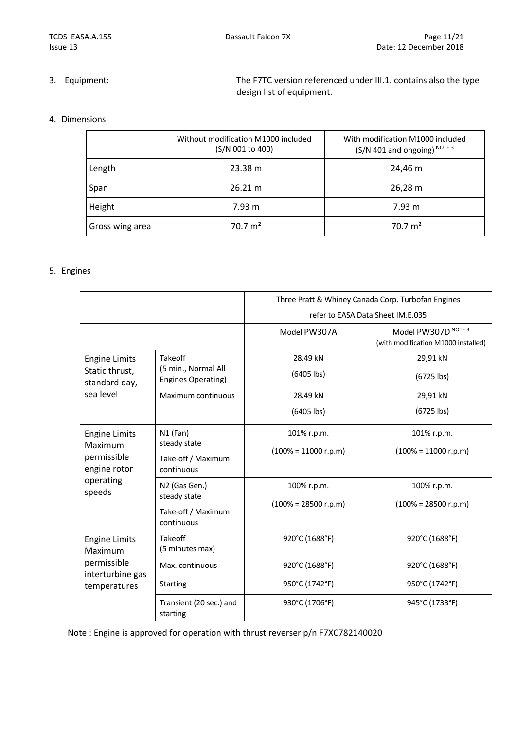3. Equipment: The F7TC version referenced under III.1. contains also the type design list of equipment.

4. Dimensions

| | Without modification M1000 included (S/N 001 to 400) | With modification M1000 included (S/N 401 and ongoing) NOTE 3 |
|---|---|---|
| Length | 23.38 m | 24,46 m |
| Span | 26.21 m | 26,28 m |
| Height | 7.93 m | 7.93 m |
| Gross wing area | 70.7 m² | 70.7 m² |

5. Engines

| | | Three Pratt & Whiney Canada Corp. Turbofan Engines refer to EASA Data Sheet IM.E.035 | |
|---|---|---|---|
| | | Model PW307A | Model PW307D NOTE 3 (with modification M1000 installed) |
| Engine Limits Static thrust, standard day, sea level | Takeoff (5 min., Normal All Engines Operating) | 28.49 kN (6405 lbs) | 29,91 kN (6725 lbs) |
| | Maximum continuous | 28.49 kN (6405 lbs) | 29,91 kN (6725 lbs) |
| Engine Limits Maximum permissible engine rotor operating speeds | N1 (Fan) steady state Take-off / Maximum continuous | 101% r.p.m. (100% = 11000 r.p.m) | 101% r.p.m. (100% = 11000 r.p.m) |
| | N2 (Gas Gen.) steady state Take-off / Maximum continuous | 100% r.p.m. (100% = 28500 r.p.m) | 100% r.p.m. (100% = 28500 r.p.m) |
| Engine Limits Maximum permissible interturbine gas temperatures | Takeoff (5 minutes max) | 920°C (1688°F) | 920°C (1688°F) |
| | Max. continuous | 920°C (1688°F) | 920°C (1688°F) |
| | Starting | 950°C (1742°F) | 950°C (1742°F) |
| | Transient (20 sec.) and starting | 930°C (1706°F) | 945°C (1733°F) |

Note : Engine is approved for operation with thrust reverser p/n F7XC782140020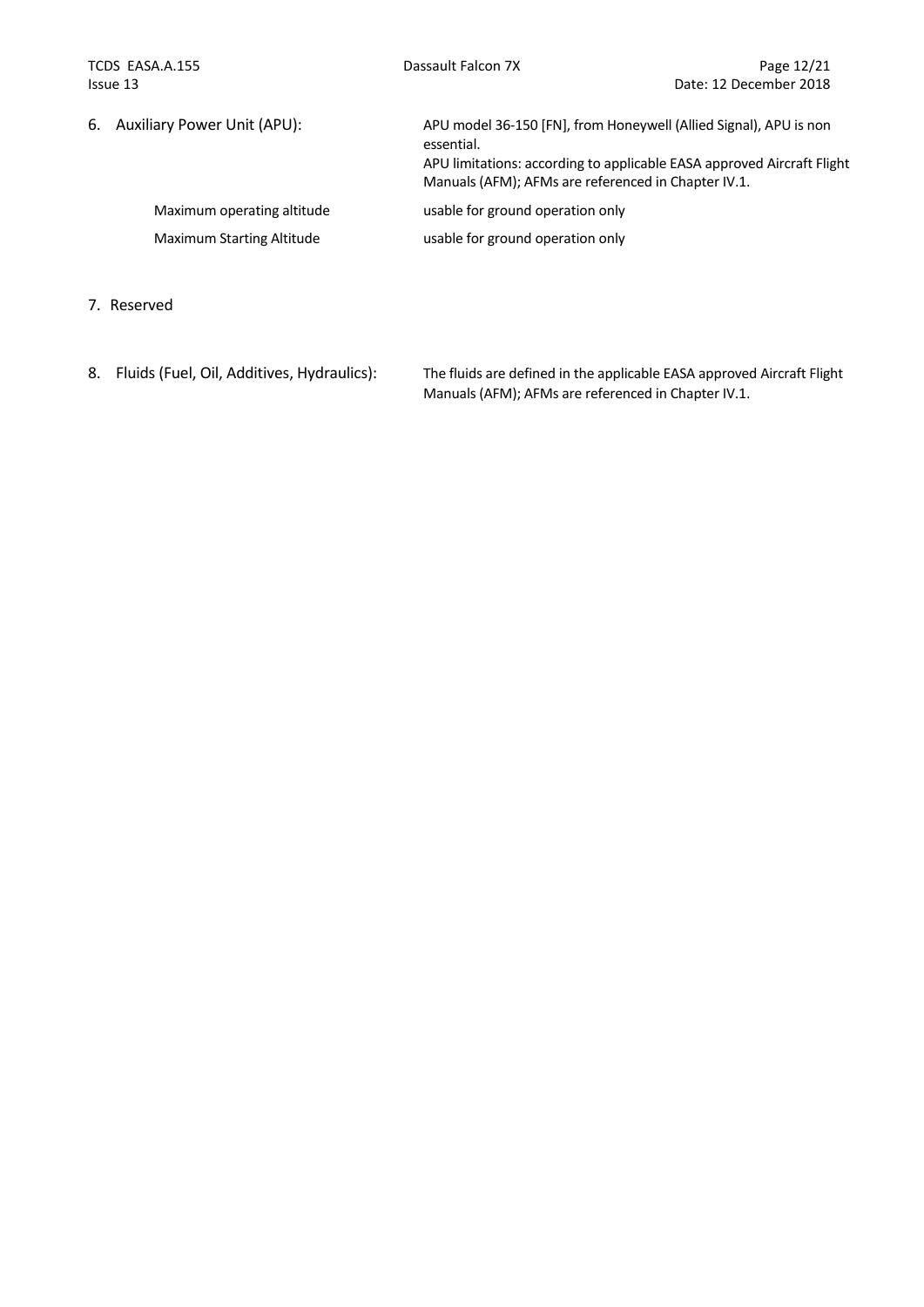6. Auxiliary Power Unit (APU):

APU model 36-150 [FN], from Honeywell (Allied Signal), APU is non essential.

APU limitations: according to applicable EASA approved Aircraft Flight Manuals (AFM); AFMs are referenced in Chapter IV.1.

| | |
|---|---|
| Maximum operating altitude | usable for ground operation only |
| Maximum Starting Altitude | usable for ground operation only |

7. Reserved

8. Fluids (Fuel, Oil, Additives, Hydraulics):

The fluids are defined in the applicable EASA approved Aircraft Flight Manuals (AFM); AFMs are referenced in Chapter IV.1.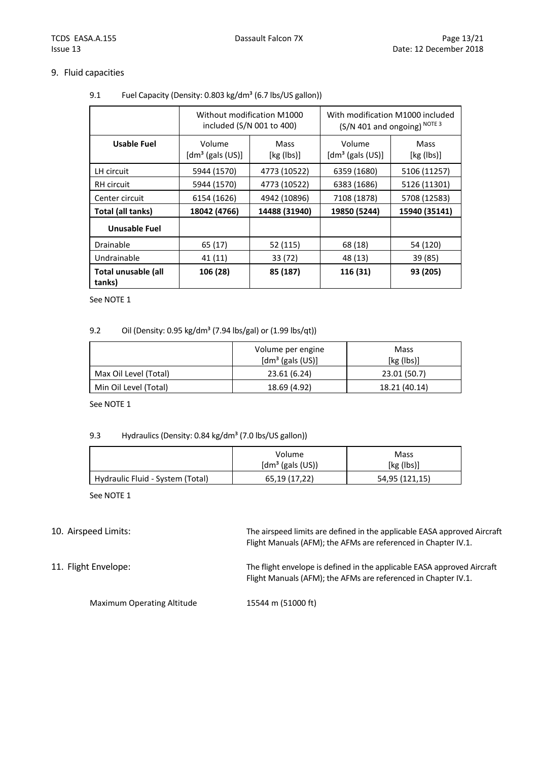## 9. Fluid capacities

### 9.1 Fuel Capacity (Density: 0.803 kg/dm³ (6.7 lbs/US gallon))

| | Without modification M1000 included (S/N 001 to 400) | | With modification M1000 included (S/N 401 and ongoing) NOTE 3 | |
|---|---|---|---|---|
| **Usable Fuel** | Volume [dm³ (gals (US)] | Mass [kg (lbs)] | Volume [dm³ (gals (US)] | Mass [kg (lbs)] |
| LH circuit | 5944 (1570) | 4773 (10522) | 6359 (1680) | 5106 (11257) |
| RH circuit | 5944 (1570) | 4773 (10522) | 6383 (1686) | 5126 (11301) |
| Center circuit | 6154 (1626) | 4942 (10896) | 7108 (1878) | 5708 (12583) |
| **Total (all tanks)** | **18042 (4766)** | **14488 (31940)** | **19850 (5244)** | **15940 (35141)** |
| **Unusable Fuel** | | | | |
| Drainable | 65 (17) | 52 (115) | 68 (18) | 54 (120) |
| Undrainable | 41 (11) | 33 (72) | 48 (13) | 39 (85) |
| **Total unusable (all tanks)** | **106 (28)** | **85 (187)** | **116 (31)** | **93 (205)** |

See NOTE 1

### 9.2 Oil (Density: 0.95 kg/dm³ (7.94 lbs/gal) or (1.99 lbs/qt))

| | Volume per engine [dm³ (gals (US)] | Mass [kg (lbs)] |
|---|---|---|
| Max Oil Level (Total) | 23.61 (6.24) | 23.01 (50.7) |
| Min Oil Level (Total) | 18.69 (4.92) | 18.21 (40.14) |

See NOTE 1

### 9.3 Hydraulics (Density: 0.84 kg/dm³ (7.0 lbs/US gallon))

| | Volume [dm³ (gals (US)) | Mass [kg (lbs)] |
|---|---|---|
| Hydraulic Fluid - System (Total) | 65,19 (17,22) | 54,95 (121,15) |

See NOTE 1

## 10. Airspeed Limits:

The airspeed limits are defined in the applicable EASA approved Aircraft Flight Manuals (AFM); the AFMs are referenced in Chapter IV.1.

## 11. Flight Envelope:

The flight envelope is defined in the applicable EASA approved Aircraft Flight Manuals (AFM); the AFMs are referenced in Chapter IV.1.

Maximum Operating Altitude: 15544 m (51000 ft)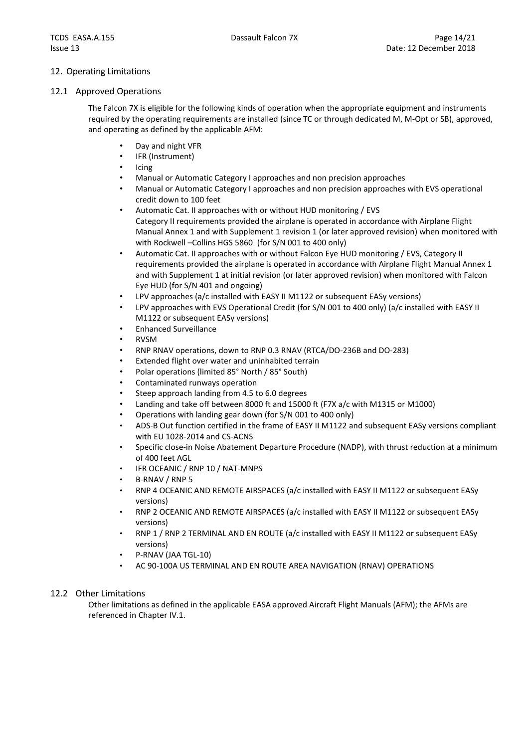## 12. Operating Limitations

### 12.1 Approved Operations

The Falcon 7X is eligible for the following kinds of operation when the appropriate equipment and instruments required by the operating requirements are installed (since TC or through dedicated M, M-Opt or SB), approved, and operating as defined by the applicable AFM:

- Day and night VFR
- IFR (Instrument)
- Icing
- Manual or Automatic Category I approaches and non precision approaches
- Manual or Automatic Category I approaches and non precision approaches with EVS operational credit down to 100 feet
- Automatic Cat. II approaches with or without HUD monitoring / EVS
  Category II requirements provided the airplane is operated in accordance with Airplane Flight Manual Annex 1 and with Supplement 1 revision 1 (or later approved revision) when monitored with with Rockwell –Collins HGS 5860 (for S/N 001 to 400 only)
- Automatic Cat. II approaches with or without Falcon Eye HUD monitoring / EVS, Category II requirements provided the airplane is operated in accordance with Airplane Flight Manual Annex 1 and with Supplement 1 at initial revision (or later approved revision) when monitored with Falcon Eye HUD (for S/N 401 and ongoing)
- LPV approaches (a/c installed with EASY II M1122 or subsequent EASy versions)
- LPV approaches with EVS Operational Credit (for S/N 001 to 400 only) (a/c installed with EASY II M1122 or subsequent EASy versions)
- Enhanced Surveillance
- RVSM
- RNP RNAV operations, down to RNP 0.3 RNAV (RTCA/DO-236B and DO-283)
- Extended flight over water and uninhabited terrain
- Polar operations (limited 85° North / 85° South)
- Contaminated runways operation
- Steep approach landing from 4.5 to 6.0 degrees
- Landing and take off between 8000 ft and 15000 ft (F7X a/c with M1315 or M1000)
- Operations with landing gear down (for S/N 001 to 400 only)
- ADS-B Out function certified in the frame of EASY II M1122 and subsequent EASy versions compliant with EU 1028-2014 and CS-ACNS
- Specific close-in Noise Abatement Departure Procedure (NADP), with thrust reduction at a minimum of 400 feet AGL
- IFR OCEANIC / RNP 10 / NAT-MNPS
- B-RNAV / RNP 5
- RNP 4 OCEANIC AND REMOTE AIRSPACES (a/c installed with EASY II M1122 or subsequent EASy versions)
- RNP 2 OCEANIC AND REMOTE AIRSPACES (a/c installed with EASY II M1122 or subsequent EASy versions)
- RNP 1 / RNP 2 TERMINAL AND EN ROUTE (a/c installed with EASY II M1122 or subsequent EASy versions)
- P-RNAV (JAA TGL-10)
- AC 90-100A US TERMINAL AND EN ROUTE AREA NAVIGATION (RNAV) OPERATIONS

### 12.2 Other Limitations

Other limitations as defined in the applicable EASA approved Aircraft Flight Manuals (AFM); the AFMs are referenced in Chapter IV.1.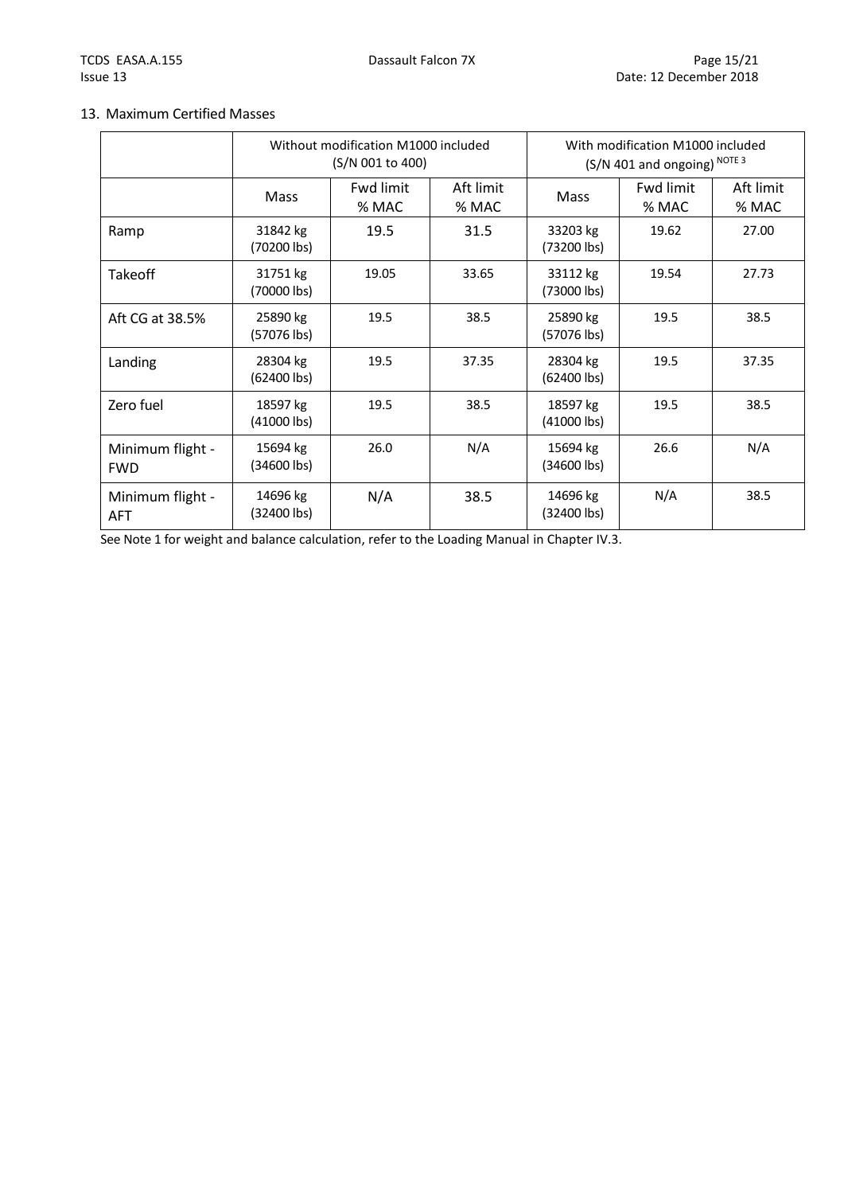## 13. Maximum Certified Masses

| | Without modification M1000 included (S/N 001 to 400) | | | With modification M1000 included (S/N 401 and ongoing) NOTE 3 | | |
|---|---|---|---|---|---|---|
| | Mass | Fwd limit % MAC | Aft limit % MAC | Mass | Fwd limit % MAC | Aft limit % MAC |
| Ramp | 31842 kg (70200 lbs) | 19.5 | 31.5 | 33203 kg (73200 lbs) | 19.62 | 27.00 |
| Takeoff | 31751 kg (70000 lbs) | 19.05 | 33.65 | 33112 kg (73000 lbs) | 19.54 | 27.73 |
| Aft CG at 38.5% | 25890 kg (57076 lbs) | 19.5 | 38.5 | 25890 kg (57076 lbs) | 19.5 | 38.5 |
| Landing | 28304 kg (62400 lbs) | 19.5 | 37.35 | 28304 kg (62400 lbs) | 19.5 | 37.35 |
| Zero fuel | 18597 kg (41000 lbs) | 19.5 | 38.5 | 18597 kg (41000 lbs) | 19.5 | 38.5 |
| Minimum flight - FWD | 15694 kg (34600 lbs) | 26.0 | N/A | 15694 kg (34600 lbs) | 26.6 | N/A |
| Minimum flight - AFT | 14696 kg (32400 lbs) | N/A | 38.5 | 14696 kg (32400 lbs) | N/A | 38.5 |

See Note 1 for weight and balance calculation, refer to the Loading Manual in Chapter IV.3.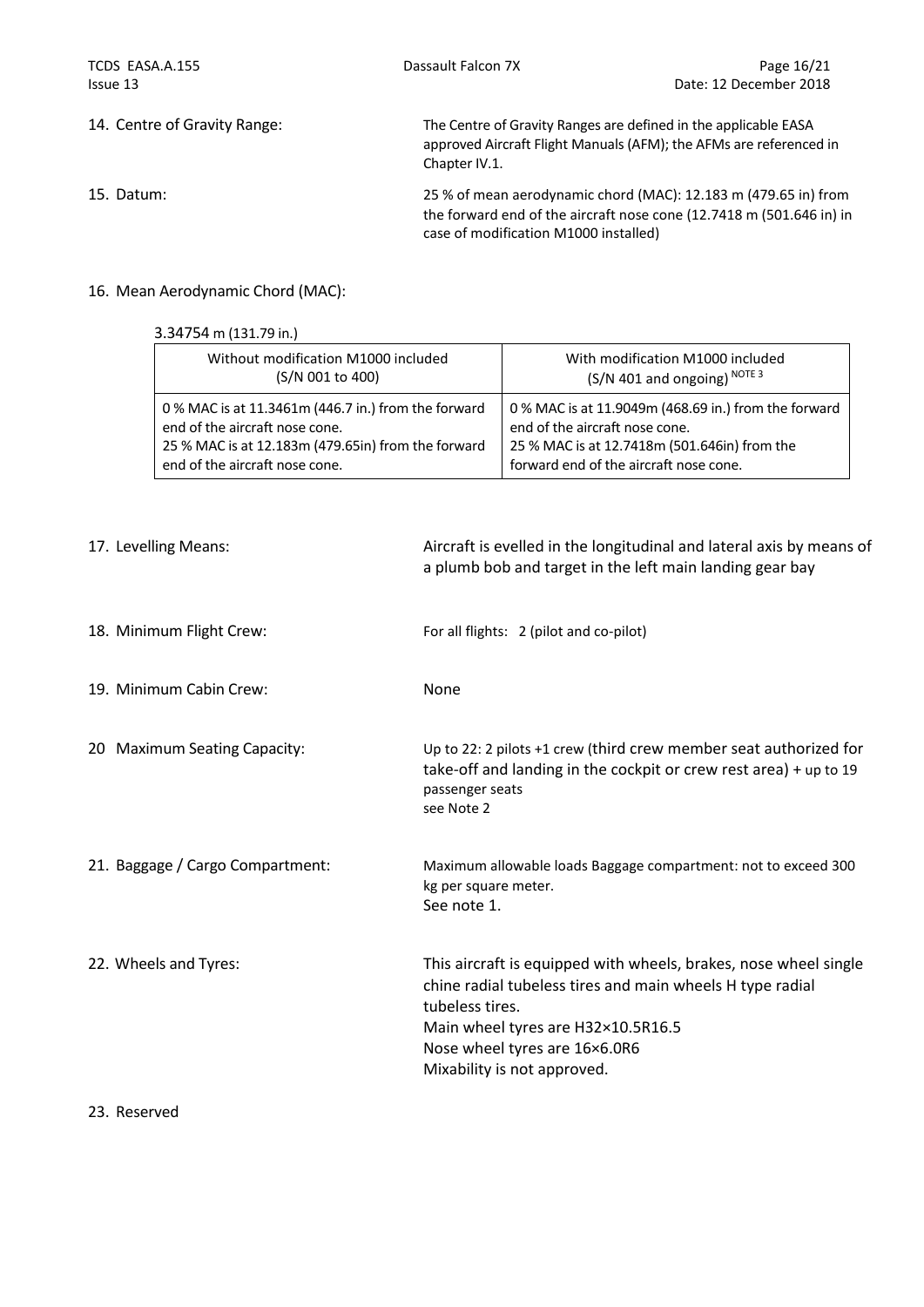14. Centre of Gravity Range: The Centre of Gravity Ranges are defined in the applicable EASA approved Aircraft Flight Manuals (AFM); the AFMs are referenced in Chapter IV.1.

15. Datum: 25 % of mean aerodynamic chord (MAC): 12.183 m (479.65 in) from the forward end of the aircraft nose cone (12.7418 m (501.646 in) in case of modification M1000 installed)

16. Mean Aerodynamic Chord (MAC):

3.34754 m (131.79 in.)

| Without modification M1000 included (S/N 001 to 400) | With modification M1000 included (S/N 401 and ongoing) NOTE 3 |
|---|---|
| 0 % MAC is at 11.3461m (446.7 in.) from the forward end of the aircraft nose cone.<br>25 % MAC is at 12.183m (479.65in) from the forward end of the aircraft nose cone. | 0 % MAC is at 11.9049m (468.69 in.) from the forward end of the aircraft nose cone.<br>25 % MAC is at 12.7418m (501.646in) from the forward end of the aircraft nose cone. |

17. Levelling Means: Aircraft is evelled in the longitudinal and lateral axis by means of a plumb bob and target in the left main landing gear bay

18. Minimum Flight Crew: For all flights: 2 (pilot and co-pilot)

19. Minimum Cabin Crew: None

20 Maximum Seating Capacity: Up to 22: 2 pilots +1 crew (third crew member seat authorized for take-off and landing in the cockpit or crew rest area) + up to 19 passenger seats
see Note 2

21. Baggage / Cargo Compartment: Maximum allowable loads Baggage compartment: not to exceed 300 kg per square meter.
See note 1.

22. Wheels and Tyres: This aircraft is equipped with wheels, brakes, nose wheel single chine radial tubeless tires and main wheels H type radial tubeless tires.
Main wheel tyres are H32×10.5R16.5
Nose wheel tyres are 16×6.0R6
Mixability is not approved.

23. Reserved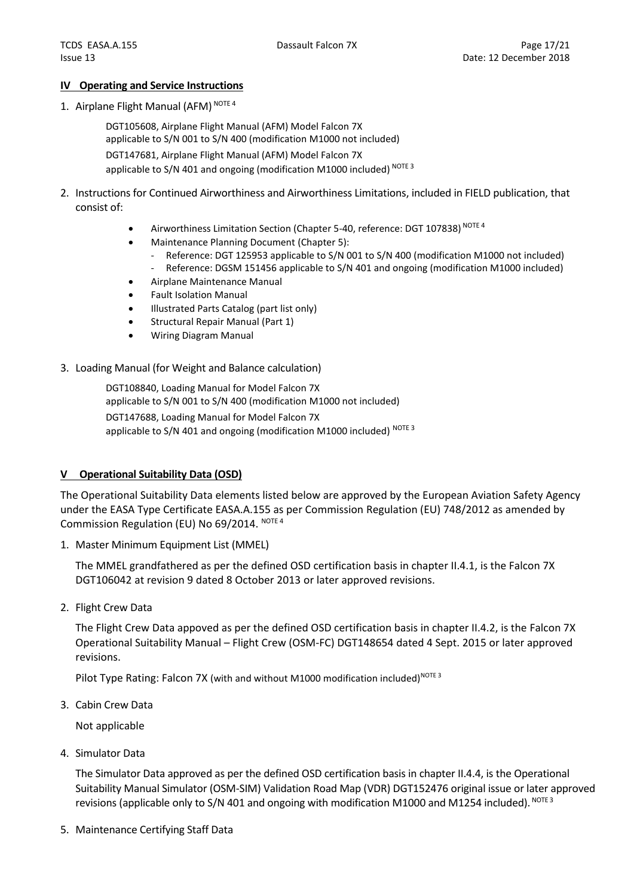## IV Operating and Service Instructions

1. Airplane Flight Manual (AFM) [NOTE 4]

   DGT105608, Airplane Flight Manual (AFM) Model Falcon 7X
   applicable to S/N 001 to S/N 400 (modification M1000 not included)

   DGT147681, Airplane Flight Manual (AFM) Model Falcon 7X
   applicable to S/N 401 and ongoing (modification M1000 included) [NOTE 3]

2. Instructions for Continued Airworthiness and Airworthiness Limitations, included in FIELD publication, that consist of:

   - Airworthiness Limitation Section (Chapter 5-40, reference: DGT 107838) [NOTE 4]
   - Maintenance Planning Document (Chapter 5):
     - Reference: DGT 125953 applicable to S/N 001 to S/N 400 (modification M1000 not included)
     - Reference: DGSM 151456 applicable to S/N 401 and ongoing (modification M1000 included)
   - Airplane Maintenance Manual
   - Fault Isolation Manual
   - Illustrated Parts Catalog (part list only)
   - Structural Repair Manual (Part 1)
   - Wiring Diagram Manual

3. Loading Manual (for Weight and Balance calculation)

   DGT108840, Loading Manual for Model Falcon 7X
   applicable to S/N 001 to S/N 400 (modification M1000 not included)

   DGT147688, Loading Manual for Model Falcon 7X
   applicable to S/N 401 and ongoing (modification M1000 included) [NOTE 3]

## V Operational Suitability Data (OSD)

The Operational Suitability Data elements listed below are approved by the European Aviation Safety Agency under the EASA Type Certificate EASA.A.155 as per Commission Regulation (EU) 748/2012 as amended by Commission Regulation (EU) No 69/2014. [NOTE 4]

1. Master Minimum Equipment List (MMEL)

   The MMEL grandfathered as per the defined OSD certification basis in chapter II.4.1, is the Falcon 7X DGT106042 at revision 9 dated 8 October 2013 or later approved revisions.

2. Flight Crew Data

   The Flight Crew Data appoved as per the defined OSD certification basis in chapter II.4.2, is the Falcon 7X Operational Suitability Manual – Flight Crew (OSM-FC) DGT148654 dated 4 Sept. 2015 or later approved revisions.

   Pilot Type Rating: Falcon 7X (with and without M1000 modification included) [NOTE 3]

3. Cabin Crew Data

   Not applicable

4. Simulator Data

   The Simulator Data approved as per the defined OSD certification basis in chapter II.4.4, is the Operational Suitability Manual Simulator (OSM-SIM) Validation Road Map (VDR) DGT152476 original issue or later approved revisions (applicable only to S/N 401 and ongoing with modification M1000 and M1254 included). [NOTE 3]

5. Maintenance Certifying Staff Data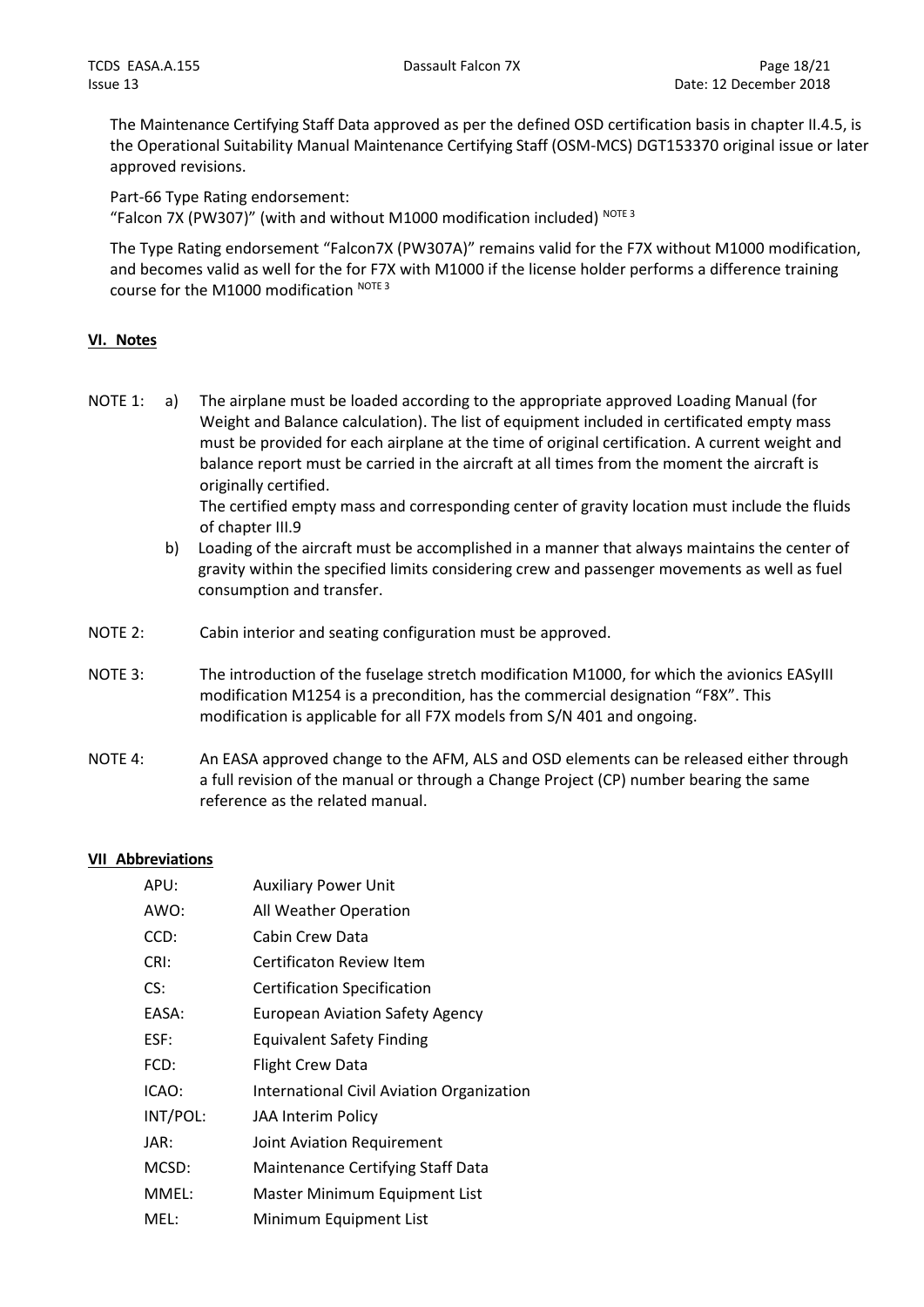The Maintenance Certifying Staff Data approved as per the defined OSD certification basis in chapter II.4.5, is the Operational Suitability Manual Maintenance Certifying Staff (OSM-MCS) DGT153370 original issue or later approved revisions.

Part-66 Type Rating endorsement:
"Falcon 7X (PW307)" (with and without M1000 modification included) [NOTE 3]

The Type Rating endorsement "Falcon7X (PW307A)" remains valid for the F7X without M1000 modification, and becomes valid as well for the for F7X with M1000 if the license holder performs a difference training course for the M1000 modification [NOTE 3]

## VI. Notes

NOTE 1:
a) The airplane must be loaded according to the appropriate approved Loading Manual (for Weight and Balance calculation). The list of equipment included in certificated empty mass must be provided for each airplane at the time of original certification. A current weight and balance report must be carried in the aircraft at all times from the moment the aircraft is originally certified.
The certified empty mass and corresponding center of gravity location must include the fluids of chapter III.9
b) Loading of the aircraft must be accomplished in a manner that always maintains the center of gravity within the specified limits considering crew and passenger movements as well as fuel consumption and transfer.

NOTE 2: Cabin interior and seating configuration must be approved.

NOTE 3: The introduction of the fuselage stretch modification M1000, for which the avionics EASyIII modification M1254 is a precondition, has the commercial designation "F8X". This modification is applicable for all F7X models from S/N 401 and ongoing.

NOTE 4: An EASA approved change to the AFM, ALS and OSD elements can be released either through a full revision of the manual or through a Change Project (CP) number bearing the same reference as the related manual.

## VII Abbreviations

| | |
|---|---|
| APU: | Auxiliary Power Unit |
| AWO: | All Weather Operation |
| CCD: | Cabin Crew Data |
| CRI: | Certificaton Review Item |
| CS: | Certification Specification |
| EASA: | European Aviation Safety Agency |
| ESF: | Equivalent Safety Finding |
| FCD: | Flight Crew Data |
| ICAO: | International Civil Aviation Organization |
| INT/POL: | JAA Interim Policy |
| JAR: | Joint Aviation Requirement |
| MCSD: | Maintenance Certifying Staff Data |
| MMEL: | Master Minimum Equipment List |
| MEL: | Minimum Equipment List |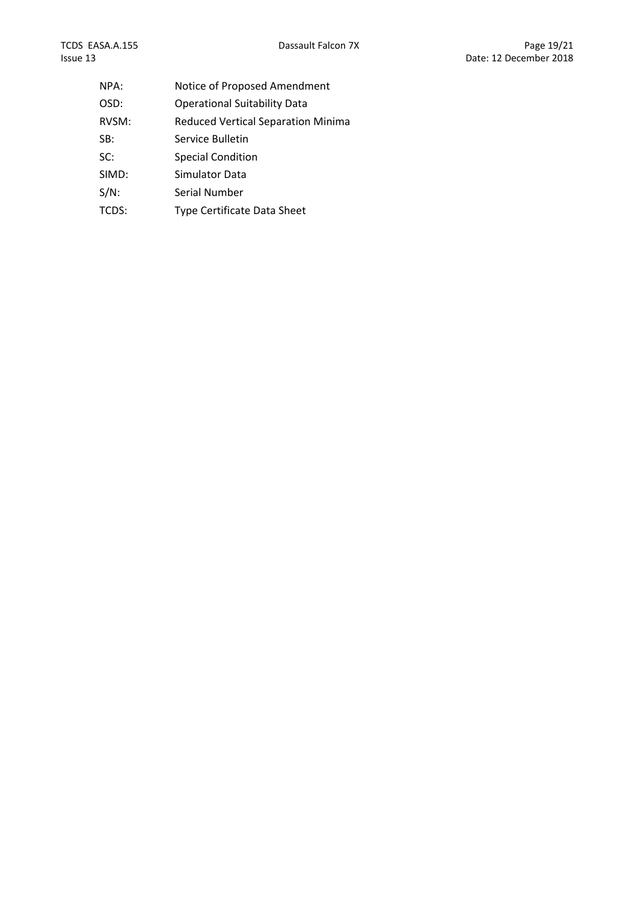NPA: Notice of Proposed Amendment

OSD: Operational Suitability Data

RVSM: Reduced Vertical Separation Minima

SB: Service Bulletin

SC: Special Condition

SIMD: Simulator Data

S/N: Serial Number

TCDS: Type Certificate Data Sheet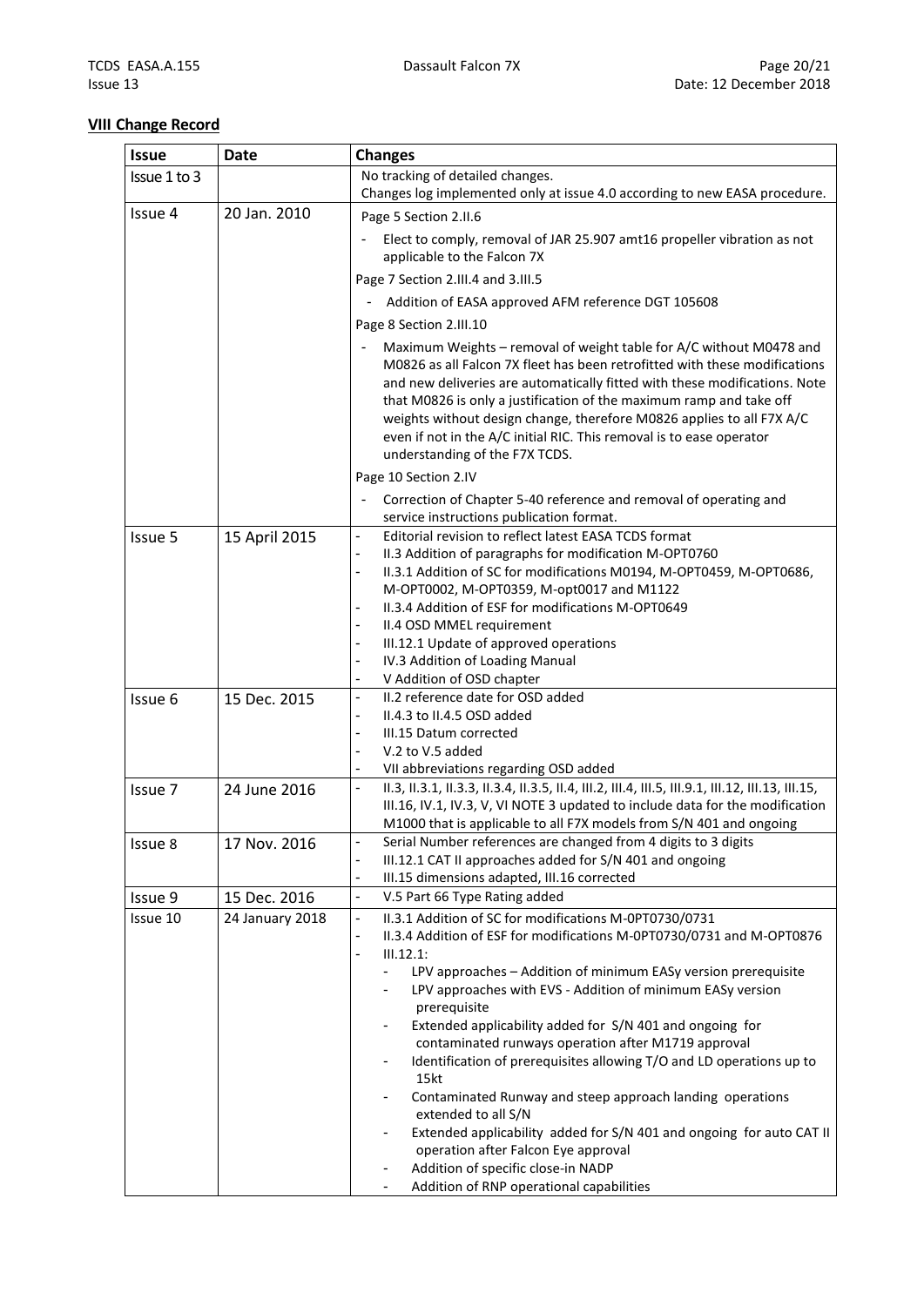## VIII Change Record

| Issue | Date | Changes |
|---|---|---|
| Issue 1 to 3 | | No tracking of detailed changes.<br>Changes log implemented only at issue 4.0 according to new EASA procedure. |
| Issue 4 | 20 Jan. 2010 | Page 5 Section 2.II.6<br>- Elect to comply, removal of JAR 25.907 amt16 propeller vibration as not applicable to the Falcon 7X<br>Page 7 Section 2.III.4 and 3.III.5<br>- Addition of EASA approved AFM reference DGT 105608<br>Page 8 Section 2.III.10<br>- Maximum Weights – removal of weight table for A/C without M0478 and M0826 as all Falcon 7X fleet has been retrofitted with these modifications and new deliveries are automatically fitted with these modifications. Note that M0826 is only a justification of the maximum ramp and take off weights without design change, therefore M0826 applies to all F7X A/C even if not in the A/C initial RIC. This removal is to ease operator understanding of the F7X TCDS.<br>Page 10 Section 2.IV<br>- Correction of Chapter 5-40 reference and removal of operating and service instructions publication format. |
| Issue 5 | 15 April 2015 | - Editorial revision to reflect latest EASA TCDS format<br>- II.3 Addition of paragraphs for modification M-OPT0760<br>- II.3.1 Addition of SC for modifications M0194, M-OPT0459, M-OPT0686, M-OPT0002, M-OPT0359, M-opt0017 and M1122<br>- II.3.4 Addition of ESF for modifications M-OPT0649<br>- II.4 OSD MMEL requirement<br>- III.12.1 Update of approved operations<br>- IV.3 Addition of Loading Manual<br>- V Addition of OSD chapter |
| Issue 6 | 15 Dec. 2015 | - II.2 reference date for OSD added<br>- II.4.3 to II.4.5 OSD added<br>- III.15 Datum corrected<br>- V.2 to V.5 added<br>- VII abbreviations regarding OSD added |
| Issue 7 | 24 June 2016 | - II.3, II.3.1, II.3.3, II.3.4, II.3.5, II.4, III.2, III.4, III.5, III.9.1, III.12, III.13, III.15, III.16, IV.1, IV.3, V, VI NOTE 3 updated to include data for the modification M1000 that is applicable to all F7X models from S/N 401 and ongoing |
| Issue 8 | 17 Nov. 2016 | - Serial Number references are changed from 4 digits to 3 digits<br>- III.12.1 CAT II approaches added for S/N 401 and ongoing<br>- III.15 dimensions adapted, III.16 corrected |
| Issue 9 | 15 Dec. 2016 | - V.5 Part 66 Type Rating added |
| Issue 10 | 24 January 2018 | - II.3.1 Addition of SC for modifications M-0PT0730/0731<br>- II.3.4 Addition of ESF for modifications M-0PT0730/0731 and M-OPT0876<br>- III.12.1:<br>&nbsp;&nbsp;- LPV approaches – Addition of minimum EASy version prerequisite<br>&nbsp;&nbsp;- LPV approaches with EVS - Addition of minimum EASy version prerequisite<br>&nbsp;&nbsp;- Extended applicability added for S/N 401 and ongoing for contaminated runways operation after M1719 approval<br>&nbsp;&nbsp;- Identification of prerequisites allowing T/O and LD operations up to 15kt<br>&nbsp;&nbsp;- Contaminated Runway and steep approach landing operations extended to all S/N<br>&nbsp;&nbsp;- Extended applicability added for S/N 401 and ongoing for auto CAT II operation after Falcon Eye approval<br>&nbsp;&nbsp;- Addition of specific close-in NADP<br>&nbsp;&nbsp;- Addition of RNP operational capabilities |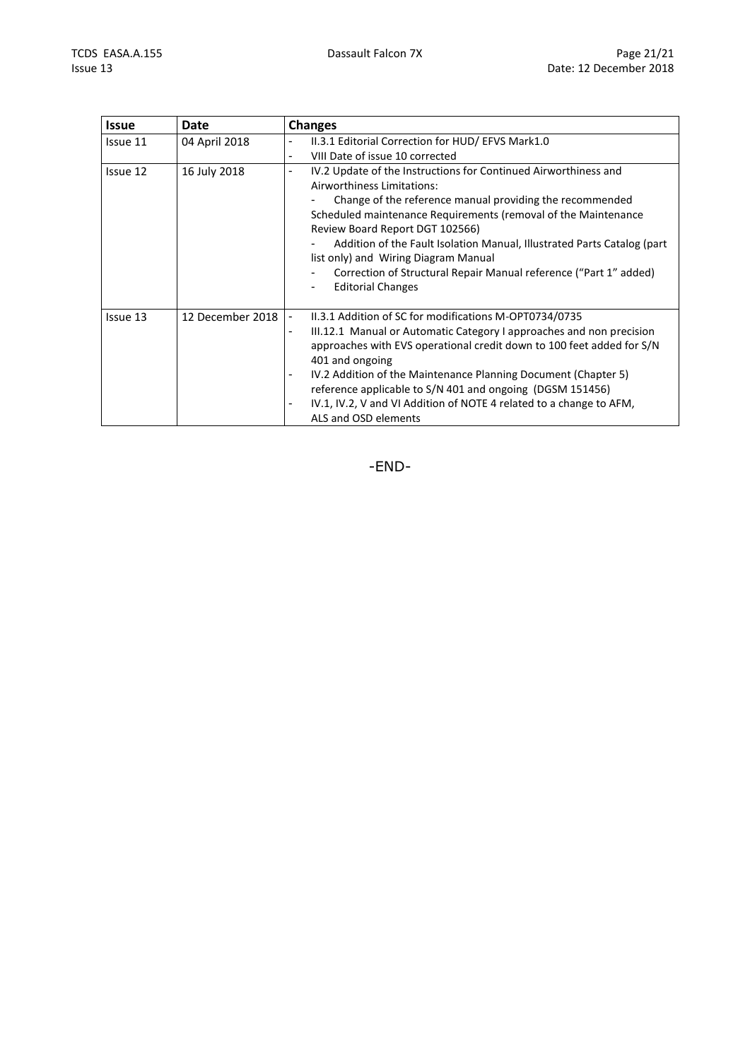| Issue | Date | Changes |
|---|---|---|
| Issue 11 | 04 April 2018 | - II.3.1 Editorial Correction for HUD/ EFVS Mark1.0<br>- VIII Date of issue 10 corrected |
| Issue 12 | 16 July 2018 | - IV.2 Update of the Instructions for Continued Airworthiness and Airworthiness Limitations:<br>- Change of the reference manual providing the recommended Scheduled maintenance Requirements (removal of the Maintenance Review Board Report DGT 102566)<br>- Addition of the Fault Isolation Manual, Illustrated Parts Catalog (part list only) and Wiring Diagram Manual<br>- Correction of Structural Repair Manual reference ("Part 1" added)<br>- Editorial Changes |
| Issue 13 | 12 December 2018 | - II.3.1 Addition of SC for modifications M-OPT0734/0735<br>- III.12.1 Manual or Automatic Category I approaches and non precision approaches with EVS operational credit down to 100 feet added for S/N 401 and ongoing<br>- IV.2 Addition of the Maintenance Planning Document (Chapter 5) reference applicable to S/N 401 and ongoing (DGSM 151456)<br>- IV.1, IV.2, V and VI Addition of NOTE 4 related to a change to AFM, ALS and OSD elements |

-END-